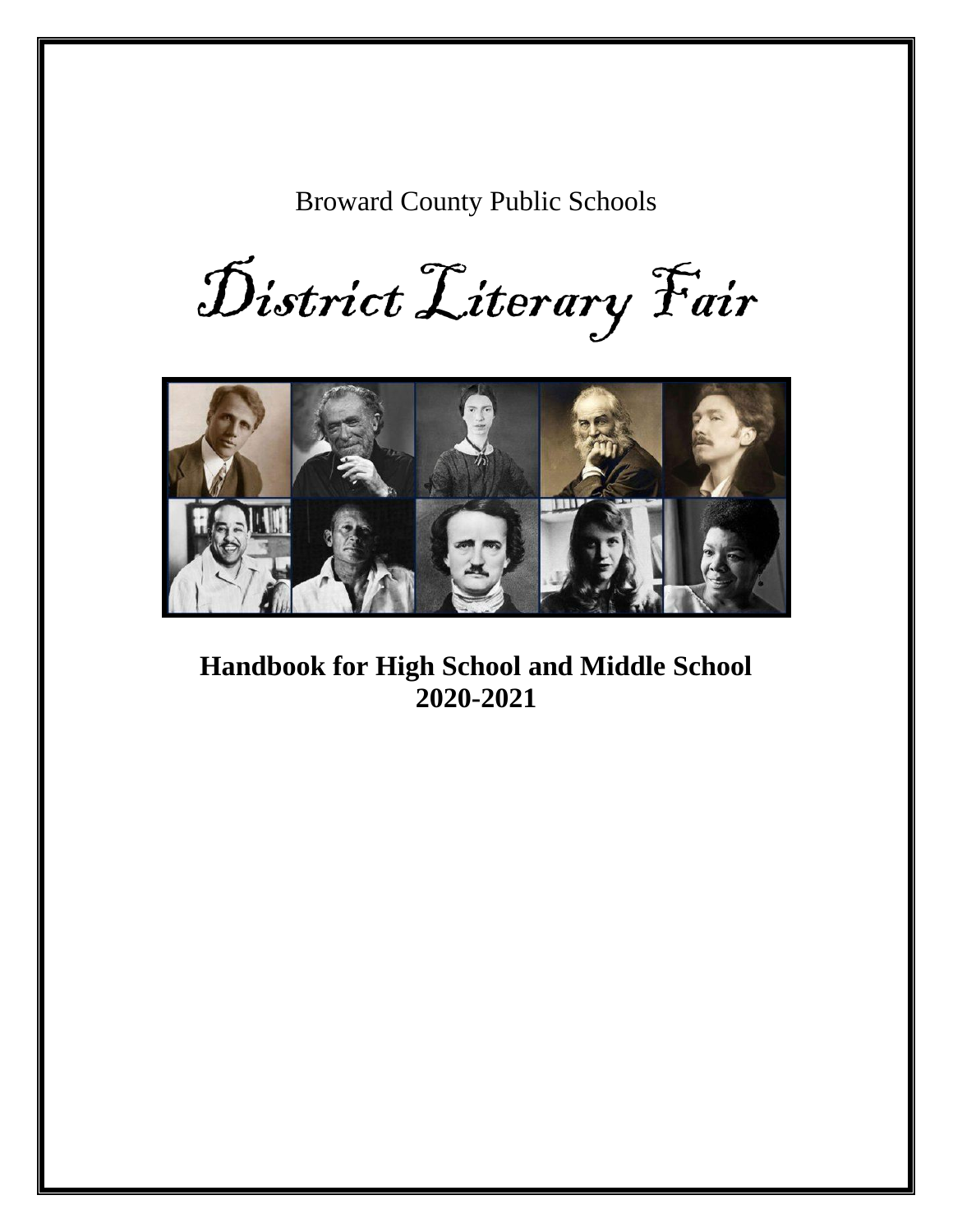Broward County Public Schools

# District Literary Fair

## Handbook for High School and Middle School
## 2020-2021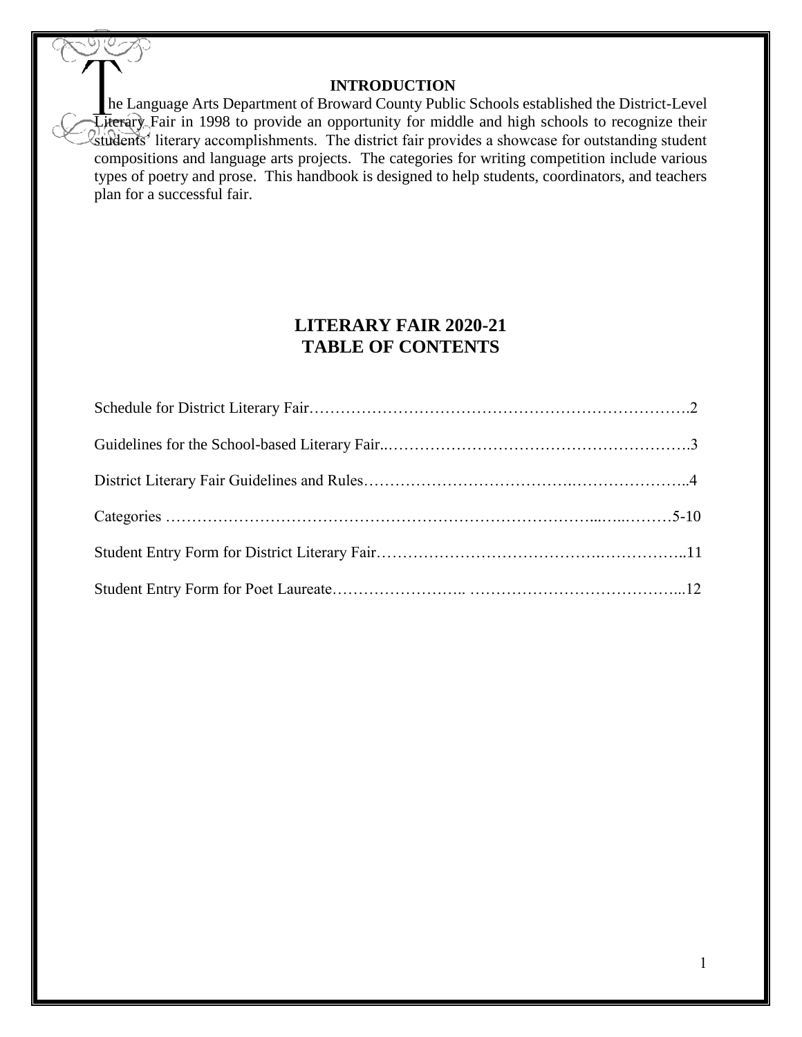## INTRODUCTION

The Language Arts Department of Broward County Public Schools established the District-Level Literary Fair in 1998 to provide an opportunity for middle and high schools to recognize their students' literary accomplishments. The district fair provides a showcase for outstanding student compositions and language arts projects. The categories for writing competition include various types of poetry and prose. This handbook is designed to help students, coordinators, and teachers plan for a successful fair.

## LITERARY FAIR 2020-21
## TABLE OF CONTENTS

Schedule for District Literary Fair……………………………………………………………….2

Guidelines for the School-based Literary Fair..………………………………………………….3

District Literary Fair Guidelines and Rules……………………………….…………………..4

Categories …………………………………………………………………...…..………5-10

Student Entry Form for District Literary Fair…………………………………..……………..11

Student Entry Form for Poet Laureate…………………….. …………………………………...12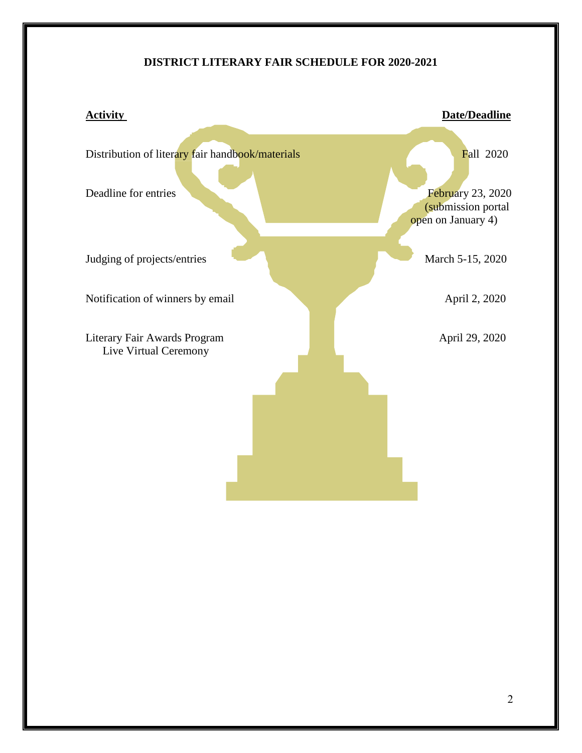**DISTRICT LITERARY FAIR SCHEDULE FOR 2020-2021**

| **Activity** | **Date/Deadline** |
|---|---|
| Distribution of literary fair handbook/materials | Fall 2020 |
| Deadline for entries | February 23, 2020 (submission portal open on January 4) |
| Judging of projects/entries | March 5-15, 2020 |
| Notification of winners by email | April 2, 2020 |
| Literary Fair Awards Program Live Virtual Ceremony | April 29, 2020 |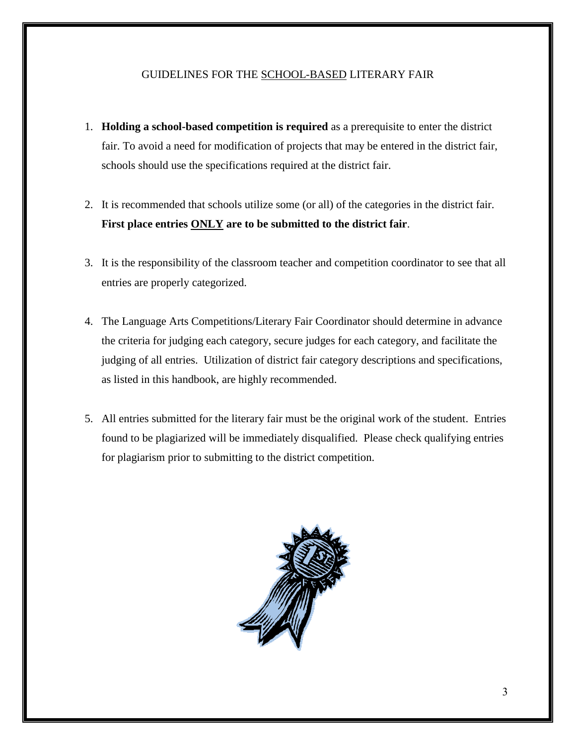## GUIDELINES FOR THE SCHOOL-BASED LITERARY FAIR

1. **Holding a school-based competition is required** as a prerequisite to enter the district fair. To avoid a need for modification of projects that may be entered in the district fair, schools should use the specifications required at the district fair.

2. It is recommended that schools utilize some (or all) of the categories in the district fair. **First place entries ONLY are to be submitted to the district fair**.

3. It is the responsibility of the classroom teacher and competition coordinator to see that all entries are properly categorized.

4. The Language Arts Competitions/Literary Fair Coordinator should determine in advance the criteria for judging each category, secure judges for each category, and facilitate the judging of all entries. Utilization of district fair category descriptions and specifications, as listed in this handbook, are highly recommended.

5. All entries submitted for the literary fair must be the original work of the student. Entries found to be plagiarized will be immediately disqualified. Please check qualifying entries for plagiarism prior to submitting to the district competition.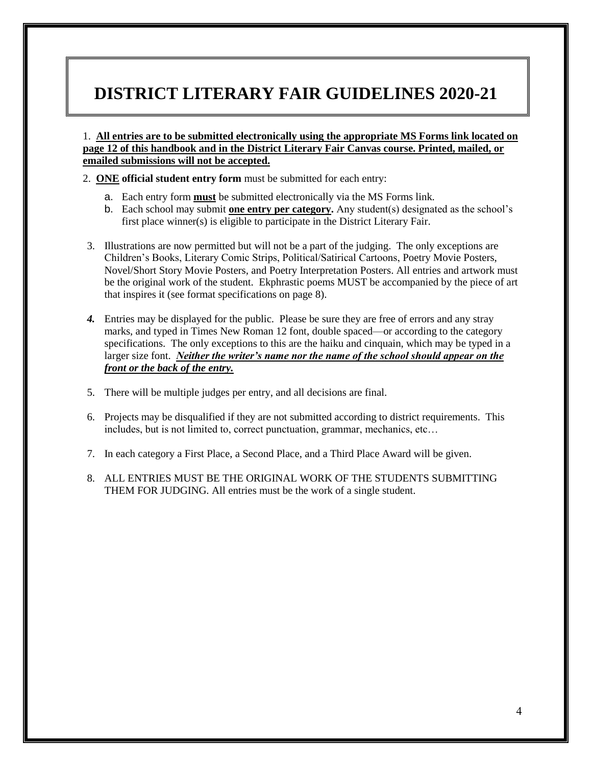# DISTRICT LITERARY FAIR GUIDELINES 2020-21

1. **All entries are to be submitted electronically using the appropriate MS Forms link located on page 12 of this handbook and in the District Literary Fair Canvas course. Printed, mailed, or emailed submissions will not be accepted.**

2. **ONE official student entry form** must be submitted for each entry:
   a. Each entry form **must** be submitted electronically via the MS Forms link.
   b. Each school may submit **one entry per category.** Any student(s) designated as the school's first place winner(s) is eligible to participate in the District Literary Fair.

3. Illustrations are now permitted but will not be a part of the judging. The only exceptions are Children's Books, Literary Comic Strips, Political/Satirical Cartoons, Poetry Movie Posters, Novel/Short Story Movie Posters, and Poetry Interpretation Posters. All entries and artwork must be the original work of the student. Ekphrastic poems MUST be accompanied by the piece of art that inspires it (see format specifications on page 8).

4. Entries may be displayed for the public. Please be sure they are free of errors and any stray marks, and typed in Times New Roman 12 font, double spaced—or according to the category specifications. The only exceptions to this are the haiku and cinquain, which may be typed in a larger size font. ***Neither the writer's name nor the name of the school should appear on the front or the back of the entry.***

5. There will be multiple judges per entry, and all decisions are final.

6. Projects may be disqualified if they are not submitted according to district requirements. This includes, but is not limited to, correct punctuation, grammar, mechanics, etc…

7. In each category a First Place, a Second Place, and a Third Place Award will be given.

8. ALL ENTRIES MUST BE THE ORIGINAL WORK OF THE STUDENTS SUBMITTING THEM FOR JUDGING. All entries must be the work of a single student.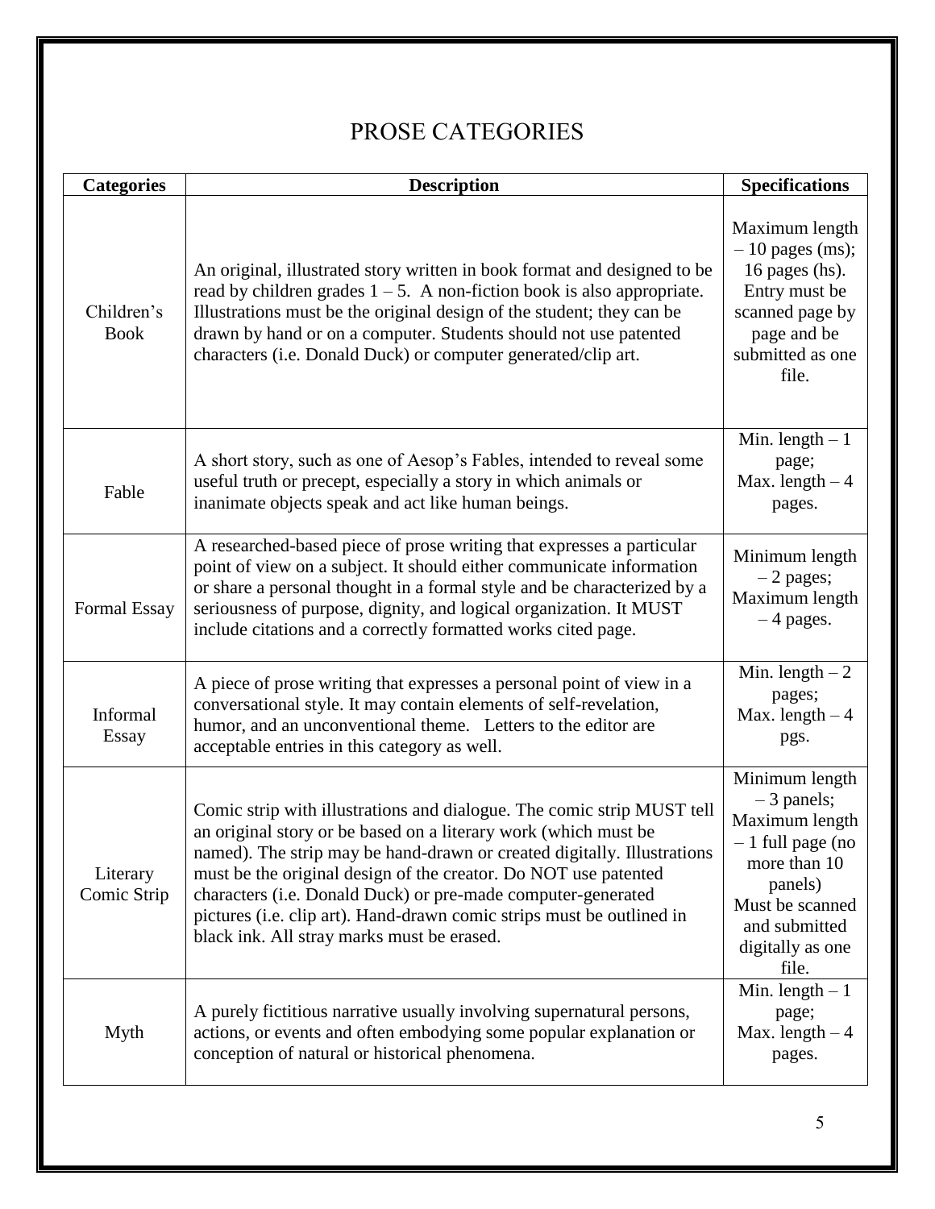# PROSE CATEGORIES

| Categories | Description | Specifications |
|---|---|---|
| Children's Book | An original, illustrated story written in book format and designed to be read by children grades 1 – 5. A non-fiction book is also appropriate. Illustrations must be the original design of the student; they can be drawn by hand or on a computer. Students should not use patented characters (i.e. Donald Duck) or computer generated/clip art. | Maximum length – 10 pages (ms); 16 pages (hs). Entry must be scanned page by page and be submitted as one file. |
| Fable | A short story, such as one of Aesop's Fables, intended to reveal some useful truth or precept, especially a story in which animals or inanimate objects speak and act like human beings. | Min. length – 1 page; Max. length – 4 pages. |
| Formal Essay | A researched-based piece of prose writing that expresses a particular point of view on a subject. It should either communicate information or share a personal thought in a formal style and be characterized by a seriousness of purpose, dignity, and logical organization. It MUST include citations and a correctly formatted works cited page. | Minimum length – 2 pages; Maximum length – 4 pages. |
| Informal Essay | A piece of prose writing that expresses a personal point of view in a conversational style. It may contain elements of self-revelation, humor, and an unconventional theme. Letters to the editor are acceptable entries in this category as well. | Min. length – 2 pages; Max. length – 4 pgs. |
| Literary Comic Strip | Comic strip with illustrations and dialogue. The comic strip MUST tell an original story or be based on a literary work (which must be named). The strip may be hand-drawn or created digitally. Illustrations must be the original design of the creator. Do NOT use patented characters (i.e. Donald Duck) or pre-made computer-generated pictures (i.e. clip art). Hand-drawn comic strips must be outlined in black ink. All stray marks must be erased. | Minimum length – 3 panels; Maximum length – 1 full page (no more than 10 panels) Must be scanned and submitted digitally as one file. |
| Myth | A purely fictitious narrative usually involving supernatural persons, actions, or events and often embodying some popular explanation or conception of natural or historical phenomena. | Min. length – 1 page; Max. length – 4 pages. |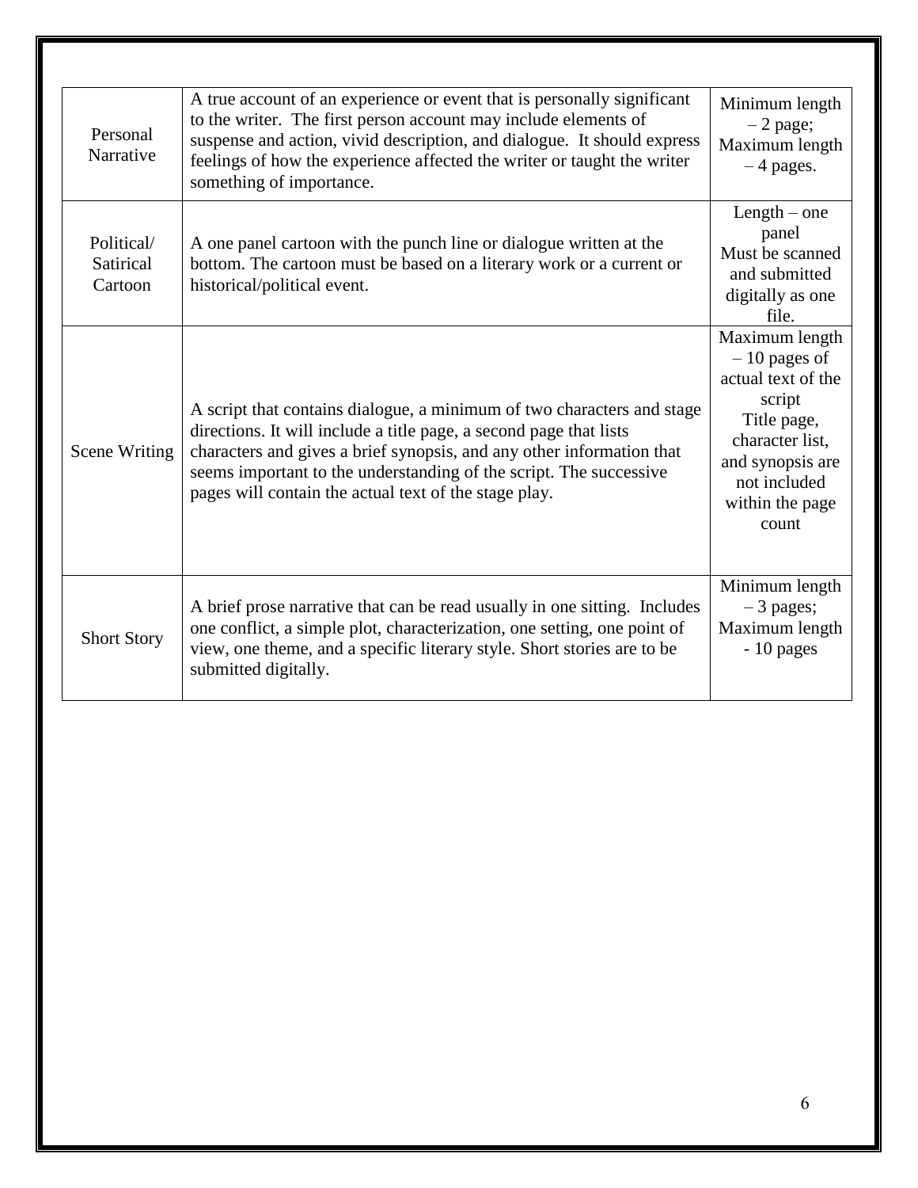| | | |
|---|---|---|
| Personal Narrative | A true account of an experience or event that is personally significant to the writer. The first person account may include elements of suspense and action, vivid description, and dialogue. It should express feelings of how the experience affected the writer or taught the writer something of importance. | Minimum length – 2 page; Maximum length – 4 pages. |
| Political/ Satirical Cartoon | A one panel cartoon with the punch line or dialogue written at the bottom. The cartoon must be based on a literary work or a current or historical/political event. | Length – one panel Must be scanned and submitted digitally as one file. |
| Scene Writing | A script that contains dialogue, a minimum of two characters and stage directions. It will include a title page, a second page that lists characters and gives a brief synopsis, and any other information that seems important to the understanding of the script. The successive pages will contain the actual text of the stage play. | Maximum length – 10 pages of actual text of the script Title page, character list, and synopsis are not included within the page count |
| Short Story | A brief prose narrative that can be read usually in one sitting. Includes one conflict, a simple plot, characterization, one setting, one point of view, one theme, and a specific literary style. Short stories are to be submitted digitally. | Minimum length – 3 pages; Maximum length - 10 pages |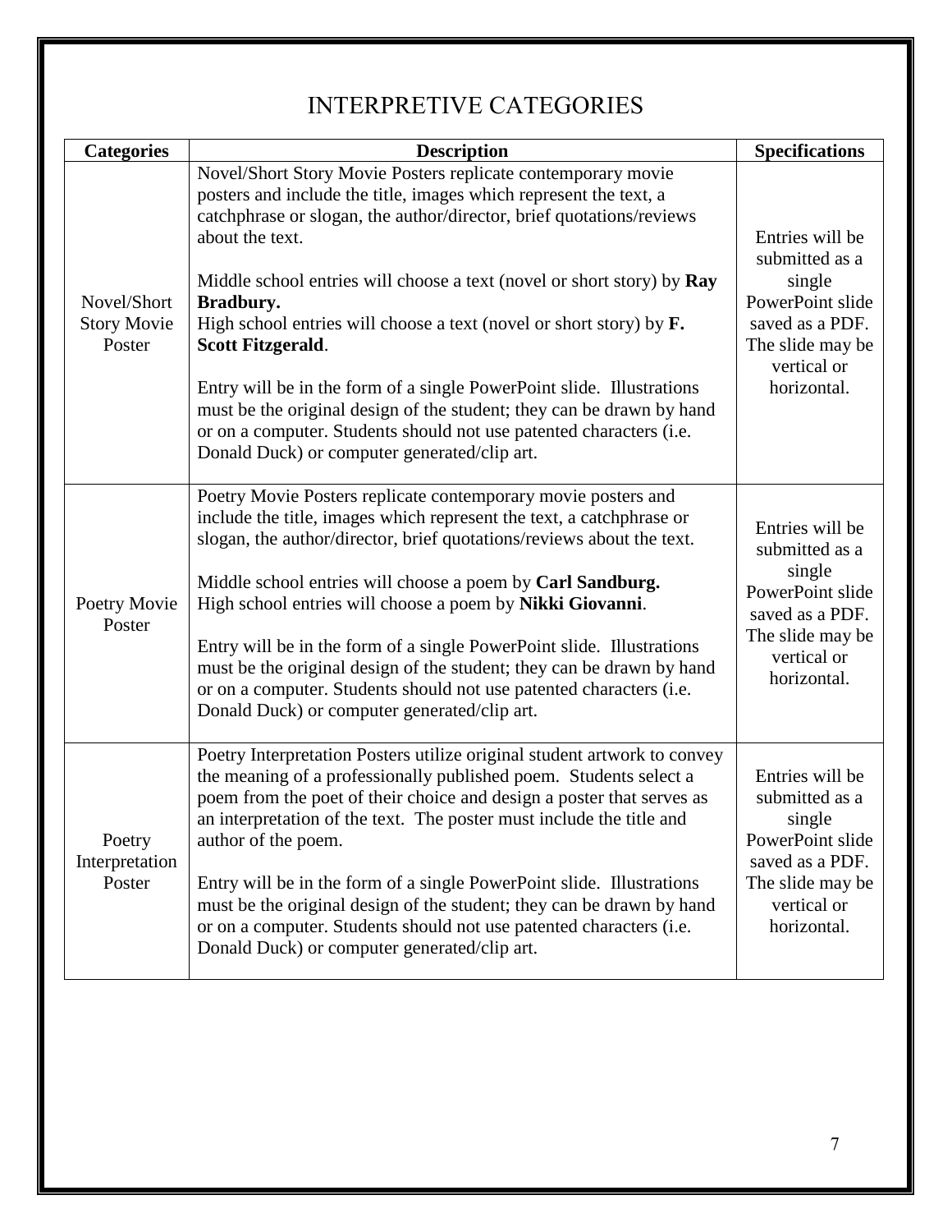# INTERPRETIVE CATEGORIES

| Categories | Description | Specifications |
|---|---|---|
| Novel/Short Story Movie Poster | Novel/Short Story Movie Posters replicate contemporary movie posters and include the title, images which represent the text, a catchphrase or slogan, the author/director, brief quotations/reviews about the text.<br><br>Middle school entries will choose a text (novel or short story) by **Ray Bradbury.**<br>High school entries will choose a text (novel or short story) by **F. Scott Fitzgerald**.<br><br>Entry will be in the form of a single PowerPoint slide. Illustrations must be the original design of the student; they can be drawn by hand or on a computer. Students should not use patented characters (i.e. Donald Duck) or computer generated/clip art. | Entries will be submitted as a single PowerPoint slide saved as a PDF. The slide may be vertical or horizontal. |
| Poetry Movie Poster | Poetry Movie Posters replicate contemporary movie posters and include the title, images which represent the text, a catchphrase or slogan, the author/director, brief quotations/reviews about the text.<br><br>Middle school entries will choose a poem by **Carl Sandburg.**<br>High school entries will choose a poem by **Nikki Giovanni**.<br><br>Entry will be in the form of a single PowerPoint slide. Illustrations must be the original design of the student; they can be drawn by hand or on a computer. Students should not use patented characters (i.e. Donald Duck) or computer generated/clip art. | Entries will be submitted as a single PowerPoint slide saved as a PDF. The slide may be vertical or horizontal. |
| Poetry Interpretation Poster | Poetry Interpretation Posters utilize original student artwork to convey the meaning of a professionally published poem. Students select a poem from the poet of their choice and design a poster that serves as an interpretation of the text. The poster must include the title and author of the poem.<br><br>Entry will be in the form of a single PowerPoint slide. Illustrations must be the original design of the student; they can be drawn by hand or on a computer. Students should not use patented characters (i.e. Donald Duck) or computer generated/clip art. | Entries will be submitted as a single PowerPoint slide saved as a PDF. The slide may be vertical or horizontal. |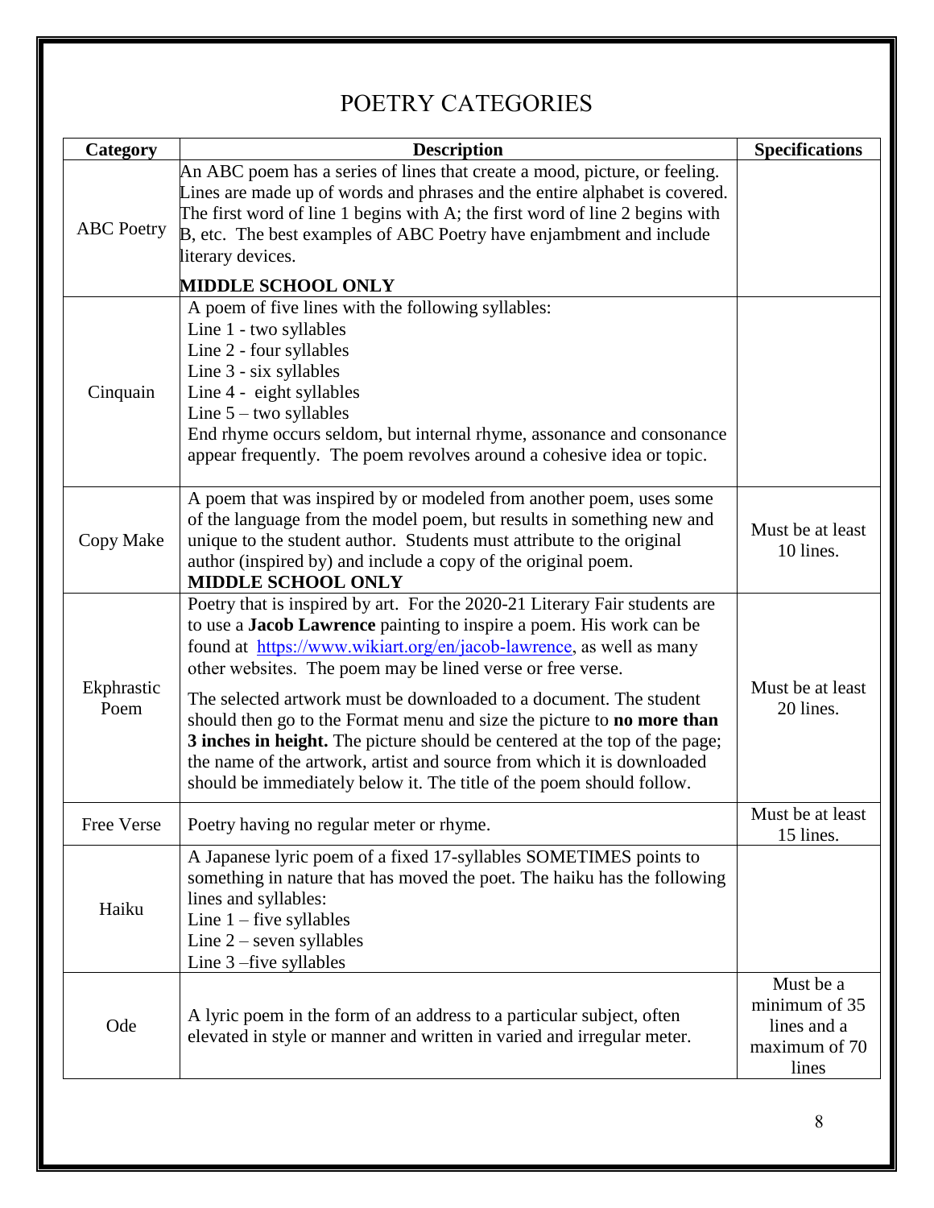# POETRY CATEGORIES

| Category | Description | Specifications |
|---|---|---|
| ABC Poetry | An ABC poem has a series of lines that create a mood, picture, or feeling. Lines are made up of words and phrases and the entire alphabet is covered. The first word of line 1 begins with A; the first word of line 2 begins with B, etc. The best examples of ABC Poetry have enjambment and include literary devices.<br><br>**MIDDLE SCHOOL ONLY** | |
| Cinquain | A poem of five lines with the following syllables:<br>Line 1 - two syllables<br>Line 2 - four syllables<br>Line 3 - six syllables<br>Line 4 - eight syllables<br>Line 5 – two syllables<br>End rhyme occurs seldom, but internal rhyme, assonance and consonance appear frequently. The poem revolves around a cohesive idea or topic. | |
| Copy Make | A poem that was inspired by or modeled from another poem, uses some of the language from the model poem, but results in something new and unique to the student author. Students must attribute to the original author (inspired by) and include a copy of the original poem.<br>**MIDDLE SCHOOL ONLY** | Must be at least 10 lines. |
| Ekphrastic Poem | Poetry that is inspired by art. For the 2020-21 Literary Fair students are to use a **Jacob Lawrence** painting to inspire a poem. His work can be found at https://www.wikiart.org/en/jacob-lawrence, as well as many other websites. The poem may be lined verse or free verse.<br><br>The selected artwork must be downloaded to a document. The student should then go to the Format menu and size the picture to **no more than 3 inches in height.** The picture should be centered at the top of the page; the name of the artwork, artist and source from which it is downloaded should be immediately below it. The title of the poem should follow. | Must be at least 20 lines. |
| Free Verse | Poetry having no regular meter or rhyme. | Must be at least 15 lines. |
| Haiku | A Japanese lyric poem of a fixed 17-syllables SOMETIMES points to something in nature that has moved the poet. The haiku has the following lines and syllables:<br>Line 1 – five syllables<br>Line 2 – seven syllables<br>Line 3 –five syllables | |
| Ode | A lyric poem in the form of an address to a particular subject, often elevated in style or manner and written in varied and irregular meter. | Must be a minimum of 35 lines and a maximum of 70 lines |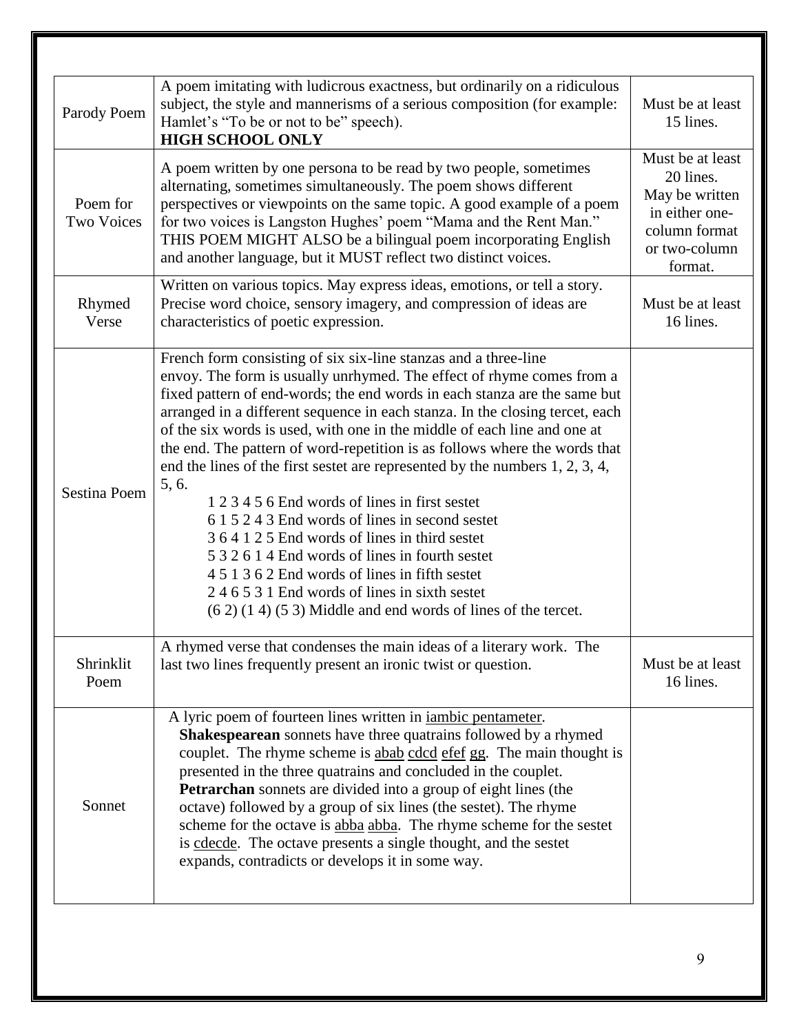| | | |
|---|---|---|
| Parody Poem | A poem imitating with ludicrous exactness, but ordinarily on a ridiculous subject, the style and mannerisms of a serious composition (for example: Hamlet's "To be or not to be" speech).<br>**HIGH SCHOOL ONLY** | Must be at least 15 lines. |
| Poem for Two Voices | A poem written by one persona to be read by two people, sometimes alternating, sometimes simultaneously. The poem shows different perspectives or viewpoints on the same topic. A good example of a poem for two voices is Langston Hughes' poem "Mama and the Rent Man." THIS POEM MIGHT ALSO be a bilingual poem incorporating English and another language, but it MUST reflect two distinct voices. | Must be at least 20 lines. May be written in either one-column format or two-column format. |
| Rhymed Verse | Written on various topics. May express ideas, emotions, or tell a story. Precise word choice, sensory imagery, and compression of ideas are characteristics of poetic expression. | Must be at least 16 lines. |
| Sestina Poem | French form consisting of six six-line stanzas and a three-line envoy. The form is usually unrhymed. The effect of rhyme comes from a fixed pattern of end-words; the end words in each stanza are the same but arranged in a different sequence in each stanza. In the closing tercet, each of the six words is used, with one in the middle of each line and one at the end. The pattern of word-repetition is as follows where the words that end the lines of the first sestet are represented by the numbers 1, 2, 3, 4, 5, 6.<br>1 2 3 4 5 6 End words of lines in first sestet<br>6 1 5 2 4 3 End words of lines in second sestet<br>3 6 4 1 2 5 End words of lines in third sestet<br>5 3 2 6 1 4 End words of lines in fourth sestet<br>4 5 1 3 6 2 End words of lines in fifth sestet<br>2 4 6 5 3 1 End words of lines in sixth sestet<br>(6 2) (1 4) (5 3) Middle and end words of lines of the tercet. | |
| Shrinklit Poem | A rhymed verse that condenses the main ideas of a literary work. The last two lines frequently present an ironic twist or question. | Must be at least 16 lines. |
| Sonnet | A lyric poem of fourteen lines written in iambic pentameter.<br>**Shakespearean** sonnets have three quatrains followed by a rhymed couplet. The rhyme scheme is abab cdcd efef gg. The main thought is presented in the three quatrains and concluded in the couplet.<br>**Petrarchan** sonnets are divided into a group of eight lines (the octave) followed by a group of six lines (the sestet). The rhyme scheme for the octave is abba abba. The rhyme scheme for the sestet is cdecde. The octave presents a single thought, and the sestet expands, contradicts or develops it in some way. | |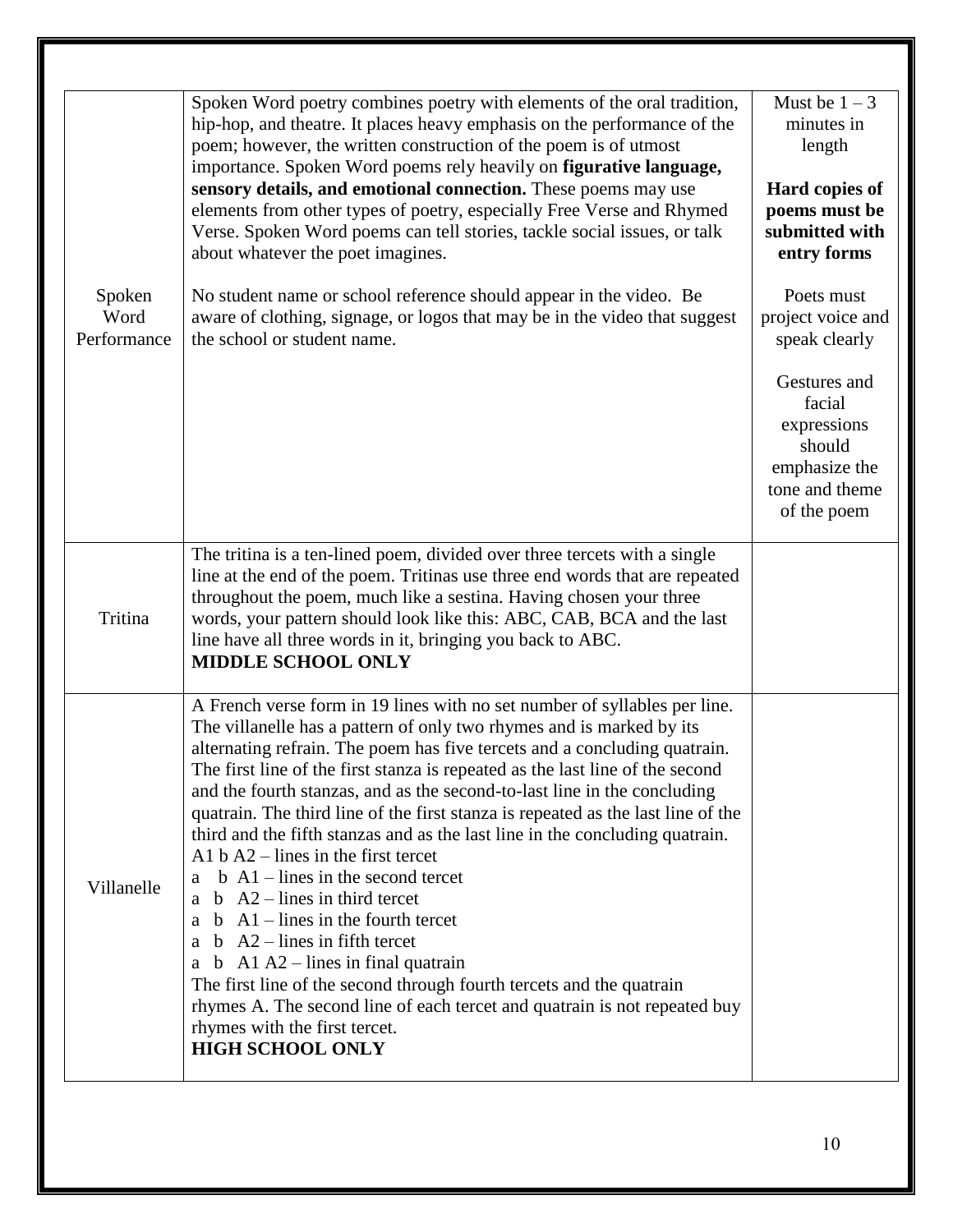| | | |
|---|---|---|
| Spoken Word Performance | Spoken Word poetry combines poetry with elements of the oral tradition, hip-hop, and theatre. It places heavy emphasis on the performance of the poem; however, the written construction of the poem is of utmost importance. Spoken Word poems rely heavily on **figurative language, sensory details, and emotional connection.** These poems may use elements from other types of poetry, especially Free Verse and Rhymed Verse. Spoken Word poems can tell stories, tackle social issues, or talk about whatever the poet imagines.<br><br>No student name or school reference should appear in the video. Be aware of clothing, signage, or logos that may be in the video that suggest the school or student name. | Must be 1 – 3 minutes in length<br><br>**Hard copies of poems must be submitted with entry forms**<br><br>Poets must project voice and speak clearly<br><br>Gestures and facial expressions should emphasize the tone and theme of the poem |
| Tritina | The tritina is a ten-lined poem, divided over three tercets with a single line at the end of the poem. Tritinas use three end words that are repeated throughout the poem, much like a sestina. Having chosen your three words, your pattern should look like this: ABC, CAB, BCA and the last line have all three words in it, bringing you back to ABC.<br>**MIDDLE SCHOOL ONLY** | |
| Villanelle | A French verse form in 19 lines with no set number of syllables per line. The villanelle has a pattern of only two rhymes and is marked by its alternating refrain. The poem has five tercets and a concluding quatrain. The first line of the first stanza is repeated as the last line of the second and the fourth stanzas, and as the second-to-last line in the concluding quatrain. The third line of the first stanza is repeated as the last line of the third and the fifth stanzas and as the last line in the concluding quatrain.<br>A1 b A2 – lines in the first tercet<br>a b A1 – lines in the second tercet<br>a b A2 – lines in third tercet<br>a b A1 – lines in the fourth tercet<br>a b A2 – lines in fifth tercet<br>a b A1 A2 – lines in final quatrain<br>The first line of the second through fourth tercets and the quatrain rhymes A. The second line of each tercet and quatrain is not repeated buy rhymes with the first tercet.<br>**HIGH SCHOOL ONLY** | |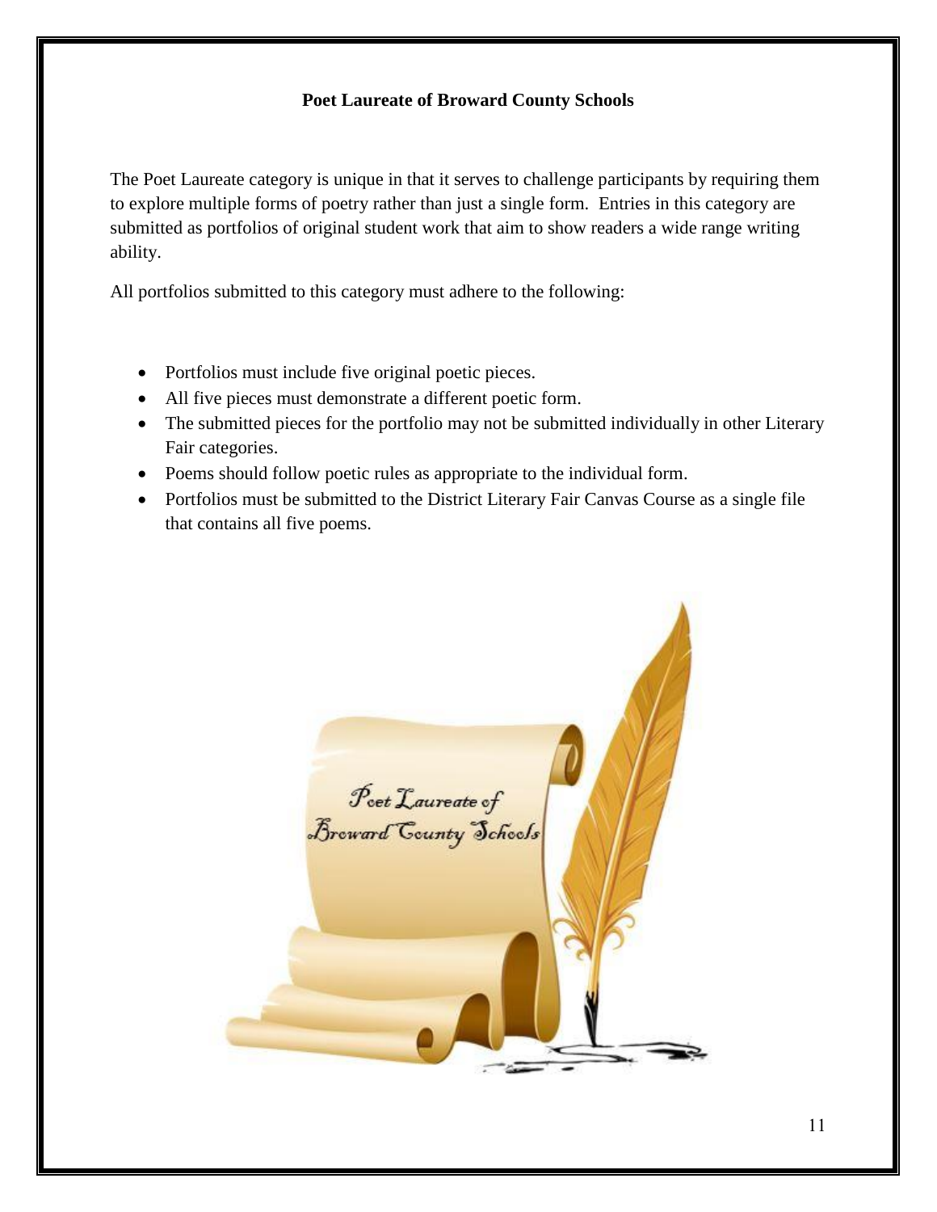**Poet Laureate of Broward County Schools**

The Poet Laureate category is unique in that it serves to challenge participants by requiring them to explore multiple forms of poetry rather than just a single form. Entries in this category are submitted as portfolios of original student work that aim to show readers a wide range writing ability.

All portfolios submitted to this category must adhere to the following:

- Portfolios must include five original poetic pieces.
- All five pieces must demonstrate a different poetic form.
- The submitted pieces for the portfolio may not be submitted individually in other Literary Fair categories.
- Poems should follow poetic rules as appropriate to the individual form.
- Portfolios must be submitted to the District Literary Fair Canvas Course as a single file that contains all five poems.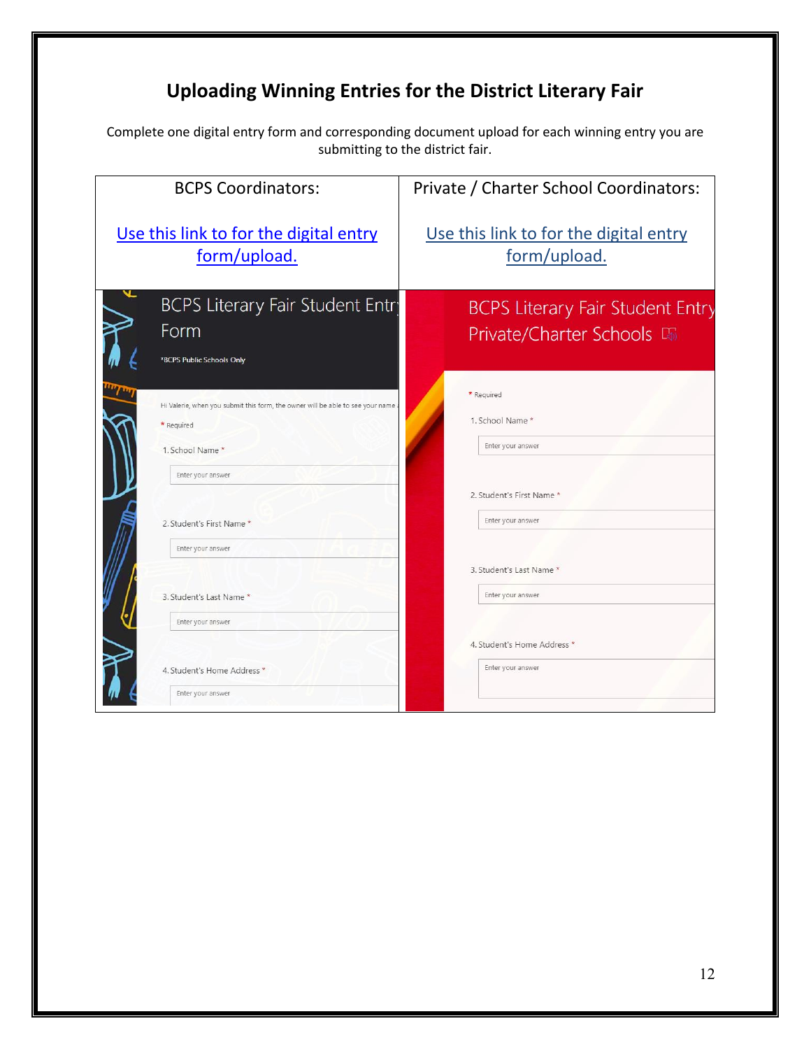# Uploading Winning Entries for the District Literary Fair

Complete one digital entry form and corresponding document upload for each winning entry you are submitting to the district fair.

| BCPS Coordinators: | Private / Charter School Coordinators: |
| --- | --- |
| Use this link to for the digital entry form/upload. | Use this link to for the digital entry form/upload. |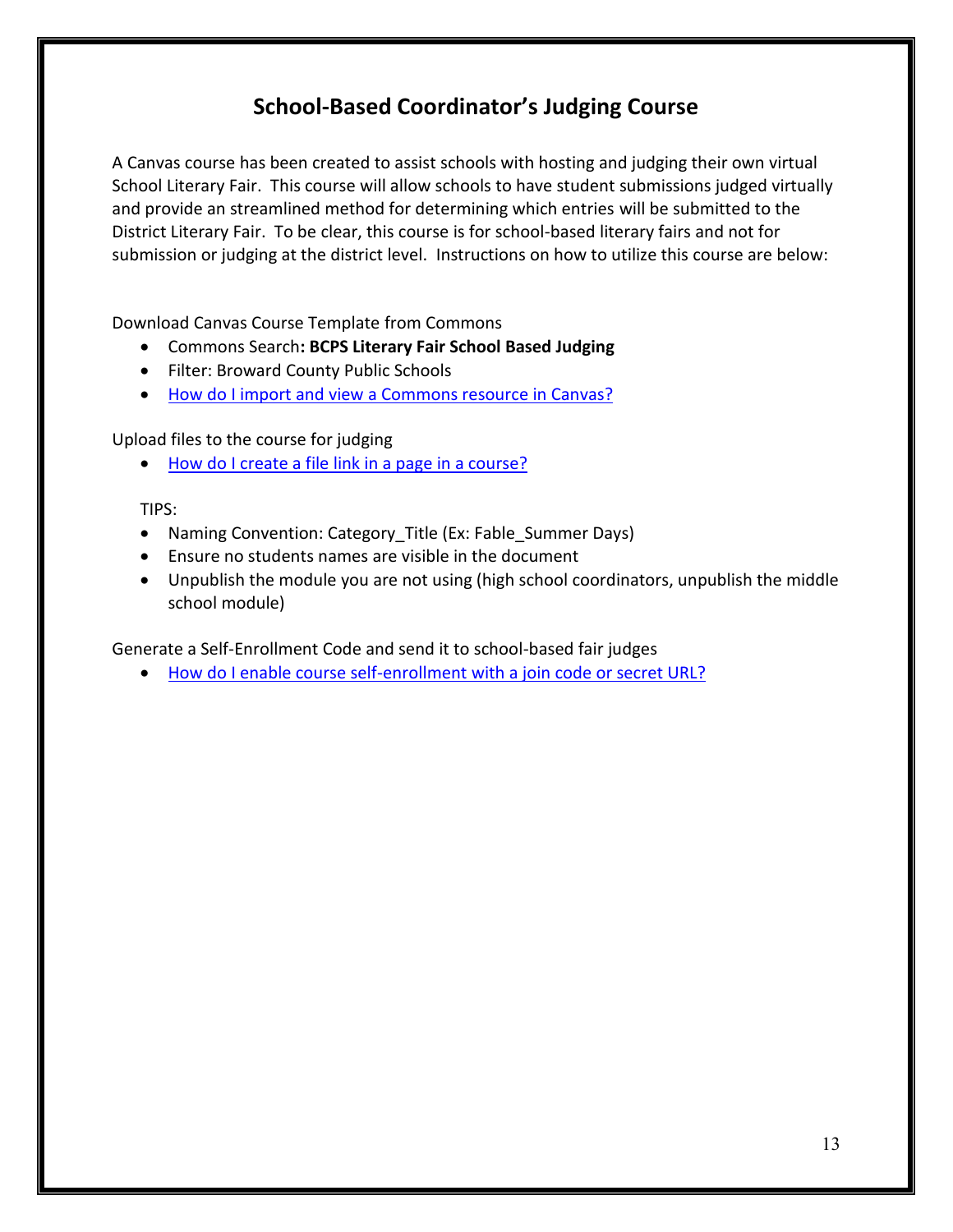## School-Based Coordinator's Judging Course

A Canvas course has been created to assist schools with hosting and judging their own virtual School Literary Fair. This course will allow schools to have student submissions judged virtually and provide an streamlined method for determining which entries will be submitted to the District Literary Fair. To be clear, this course is for school-based literary fairs and not for submission or judging at the district level. Instructions on how to utilize this course are below:

Download Canvas Course Template from Commons

- Commons Search**: BCPS Literary Fair School Based Judging**
- Filter: Broward County Public Schools
- How do I import and view a Commons resource in Canvas?

Upload files to the course for judging

- How do I create a file link in a page in a course?

TIPS:

- Naming Convention: Category_Title (Ex: Fable_Summer Days)
- Ensure no students names are visible in the document
- Unpublish the module you are not using (high school coordinators, unpublish the middle school module)

Generate a Self-Enrollment Code and send it to school-based fair judges

- How do I enable course self-enrollment with a join code or secret URL?